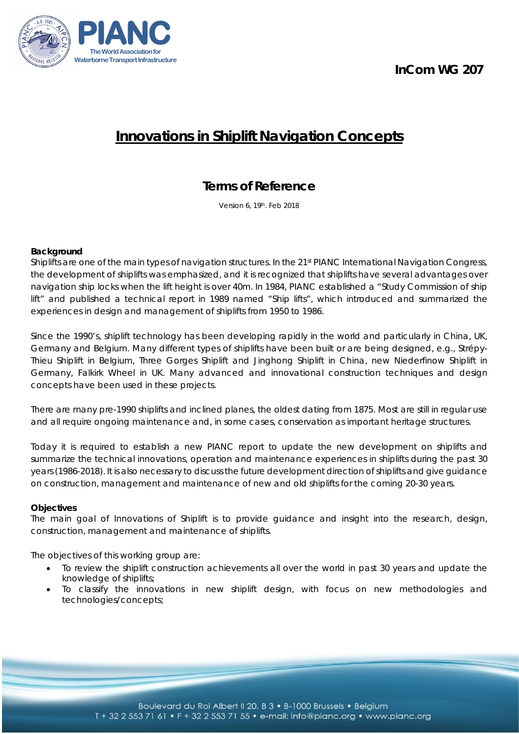**InCom WG 207**

# Innovations in Shiplift Navigation Concepts

## Terms of Reference

Version 6, 19th. Feb 2018

**Background**

Shiplifts are one of the main types of navigation structures. In the 21st PIANC International Navigation Congress, the development of shiplifts was emphasized, and it is recognized that shiplifts have several advantages over navigation ship locks when the lift height is over 40m. In 1984, PIANC established a "Study Commission of ship lift" and published a technical report in 1989 named "Ship lifts", which introduced and summarized the experiences in design and management of shiplifts from 1950 to 1986.

Since the 1990's, shiplift technology has been developing rapidly in the world and particularly in China, UK, Germany and Belgium. Many different types of shiplifts have been built or are being designed, e.g., Strépy-Thieu Shiplift in Belgium, Three Gorges Shiplift and Jinghong Shiplift in China, new Niederfinow Shiplift in Germany, Falkirk Wheel in UK. Many advanced and innovational construction techniques and design concepts have been used in these projects.

There are many pre-1990 shiplifts and inclined planes, the oldest dating from 1875. Most are still in regular use and all require ongoing maintenance and, in some cases, conservation as important heritage structures.

Today it is required to establish a new PIANC report to update the new development on shiplifts and summarize the technical innovations, operation and maintenance experiences in shiplifts during the past 30 years (1986-2018). It is also necessary to discuss the future development direction of shiplifts and give guidance on construction, management and maintenance of new and old shiplifts for the coming 20-30 years.

**Objectives**

The main goal of Innovations of Shiplift is to provide guidance and insight into the research, design, construction, management and maintenance of shiplifts.

The objectives of this working group are:

- To review the shiplift construction achievements all over the world in past 30 years and update the knowledge of shiplifts;
- To classify the innovations in new shiplift design, with focus on new methodologies and technologies/concepts;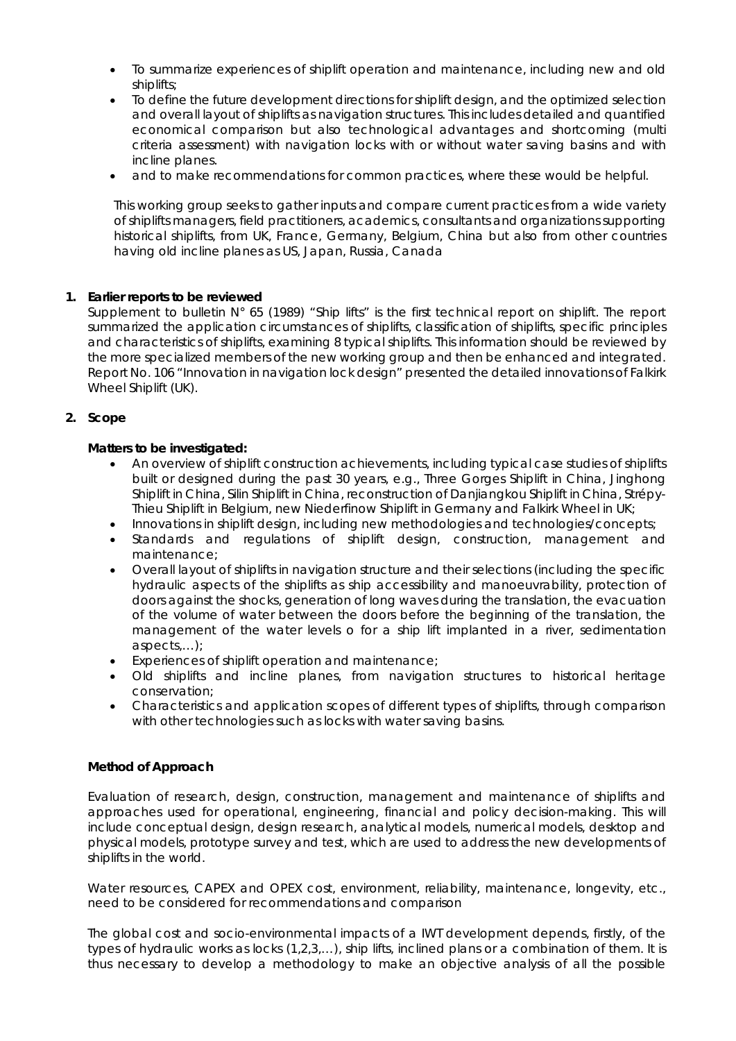- To summarize experiences of shiplift operation and maintenance, including new and old shiplifts;
- To define the future development directions for shiplift design, and the optimized selection and overall layout of shiplifts as navigation structures. This includes detailed and quantified economical comparison but also technological advantages and shortcoming (multi criteria assessment) with navigation locks with or without water saving basins and with incline planes.
- and to make recommendations for common practices, where these would be helpful.

This working group seeks to gather inputs and compare current practices from a wide variety of shiplifts managers, field practitioners, academics, consultants and organizations supporting historical shiplifts, from UK, France, Germany, Belgium, China but also from other countries having old incline planes as US, Japan, Russia, Canada

1. **Earlier reports to be reviewed**

Supplement to bulletin N° 65 (1989) "Ship lifts" is the first technical report on shiplift. The report summarized the application circumstances of shiplifts, classification of shiplifts, specific principles and characteristics of shiplifts, examining 8 typical shiplifts. This information should be reviewed by the more specialized members of the new working group and then be enhanced and integrated. Report No. 106 "Innovation in navigation lock design" presented the detailed innovations of Falkirk Wheel Shiplift (UK).

2. **Scope**

**Matters to be investigated:**

- An overview of shiplift construction achievements, including typical case studies of shiplifts built or designed during the past 30 years, e.g., Three Gorges Shiplift in China, Jinghong Shiplift in China, Silin Shiplift in China, reconstruction of Danjiangkou Shiplift in China, Strépy-Thieu Shiplift in Belgium, new Niederfinow Shiplift in Germany and Falkirk Wheel in UK;
- Innovations in shiplift design, including new methodologies and technologies/concepts;
- Standards and regulations of shiplift design, construction, management and maintenance;
- Overall layout of shiplifts in navigation structure and their selections (including the specific hydraulic aspects of the shiplifts as ship accessibility and manoeuvrability, protection of doors against the shocks, generation of long waves during the translation, the evacuation of the volume of water between the doors before the beginning of the translation, the management of the water levels o for a ship lift implanted in a river, sedimentation aspects,…);
- Experiences of shiplift operation and maintenance;
- Old shiplifts and incline planes, from navigation structures to historical heritage conservation;
- Characteristics and application scopes of different types of shiplifts, through comparison with other technologies such as locks with water saving basins.

**Method of Approach**

Evaluation of research, design, construction, management and maintenance of shiplifts and approaches used for operational, engineering, financial and policy decision-making. This will include conceptual design, design research, analytical models, numerical models, desktop and physical models, prototype survey and test, which are used to address the new developments of shiplifts in the world.

Water resources, CAPEX and OPEX cost, environment, reliability, maintenance, longevity, etc., need to be considered for recommendations and comparison

The global cost and socio-environmental impacts of a IWT development depends, firstly, of the types of hydraulic works as locks (1,2,3,…), ship lifts, inclined plans or a combination of them. It is thus necessary to develop a methodology to make an objective analysis of all the possible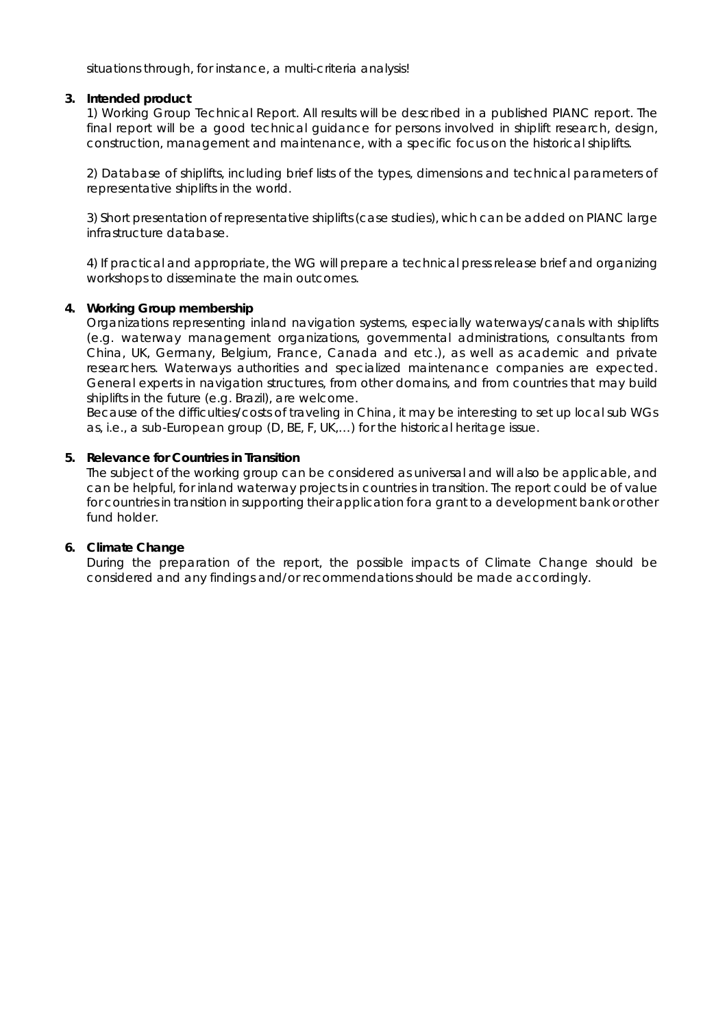situations through, for instance, a multi-criteria analysis!

**3. Intended product**

1) Working Group Technical Report. All results will be described in a published PIANC report. The final report will be a good technical guidance for persons involved in shiplift research, design, construction, management and maintenance, with a specific focus on the historical shiplifts.

2) Database of shiplifts, including brief lists of the types, dimensions and technical parameters of representative shiplifts in the world.

3) Short presentation of representative shiplifts (case studies), which can be added on PIANC large infrastructure database.

4) If practical and appropriate, the WG will prepare a technical press release brief and organizing workshops to disseminate the main outcomes.

**4. Working Group membership**

Organizations representing inland navigation systems, especially waterways/canals with shiplifts (e.g. waterway management organizations, governmental administrations, consultants from China, UK, Germany, Belgium, France, Canada and etc.), as well as academic and private researchers. Waterways authorities and specialized maintenance companies are expected. General experts in navigation structures, from other domains, and from countries that may build shiplifts in the future (e.g. Brazil), are welcome.

Because of the difficulties/costs of traveling in China, it may be interesting to set up local sub WGs as, i.e., a sub-European group (D, BE, F, UK,…) for the historical heritage issue.

**5. Relevance for Countries in Transition**

The subject of the working group can be considered as universal and will also be applicable, and can be helpful, for inland waterway projects in countries in transition. The report could be of value for countries in transition in supporting their application for a grant to a development bank or other fund holder.

**6. Climate Change**

During the preparation of the report, the possible impacts of Climate Change should be considered and any findings and/or recommendations should be made accordingly.